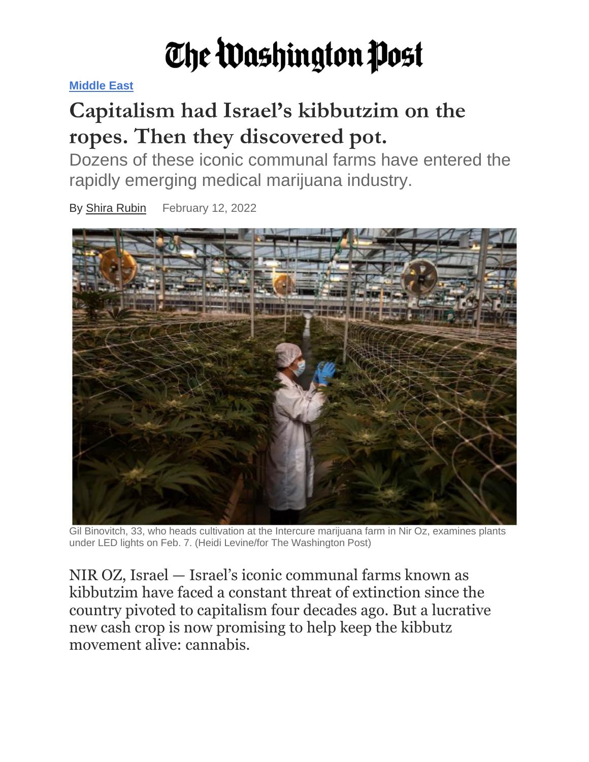# The Washington Post

Middle East

## Capitalism had Israel's kibbutzim on the ropes. Then they discovered pot.

Dozens of these iconic communal farms have entered the rapidly emerging medical marijuana industry.

By Shira Rubin February 12, 2022

Gil Binovitch, 33, who heads cultivation at the Intercure marijuana farm in Nir Oz, examines plants under LED lights on Feb. 7. (Heidi Levine/for The Washington Post)

NIR OZ, Israel — Israel's iconic communal farms known as kibbutzim have faced a constant threat of extinction since the country pivoted to capitalism four decades ago. But a lucrative new cash crop is now promising to help keep the kibbutz movement alive: cannabis.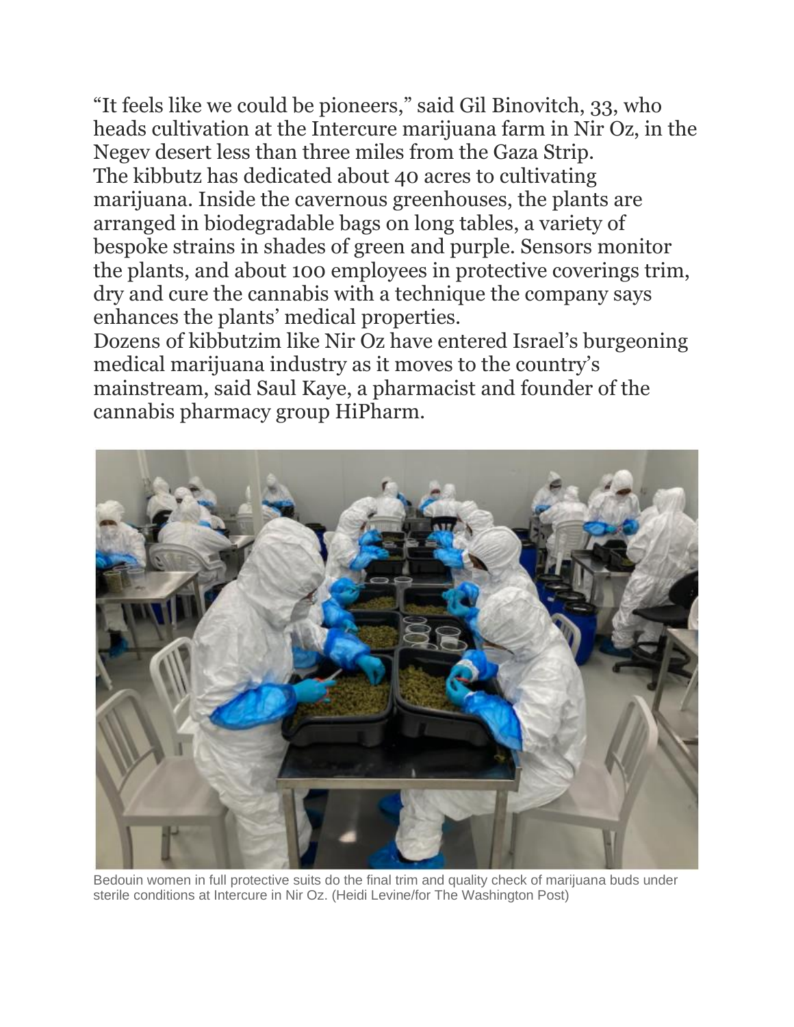"It feels like we could be pioneers," said Gil Binovitch, 33, who heads cultivation at the Intercure marijuana farm in Nir Oz, in the Negev desert less than three miles from the Gaza Strip.

The kibbutz has dedicated about 40 acres to cultivating marijuana. Inside the cavernous greenhouses, the plants are arranged in biodegradable bags on long tables, a variety of bespoke strains in shades of green and purple. Sensors monitor the plants, and about 100 employees in protective coverings trim, dry and cure the cannabis with a technique the company says enhances the plants' medical properties.

Dozens of kibbutzim like Nir Oz have entered Israel's burgeoning medical marijuana industry as it moves to the country's mainstream, said Saul Kaye, a pharmacist and founder of the cannabis pharmacy group HiPharm.

Bedouin women in full protective suits do the final trim and quality check of marijuana buds under sterile conditions at Intercure in Nir Oz. (Heidi Levine/for The Washington Post)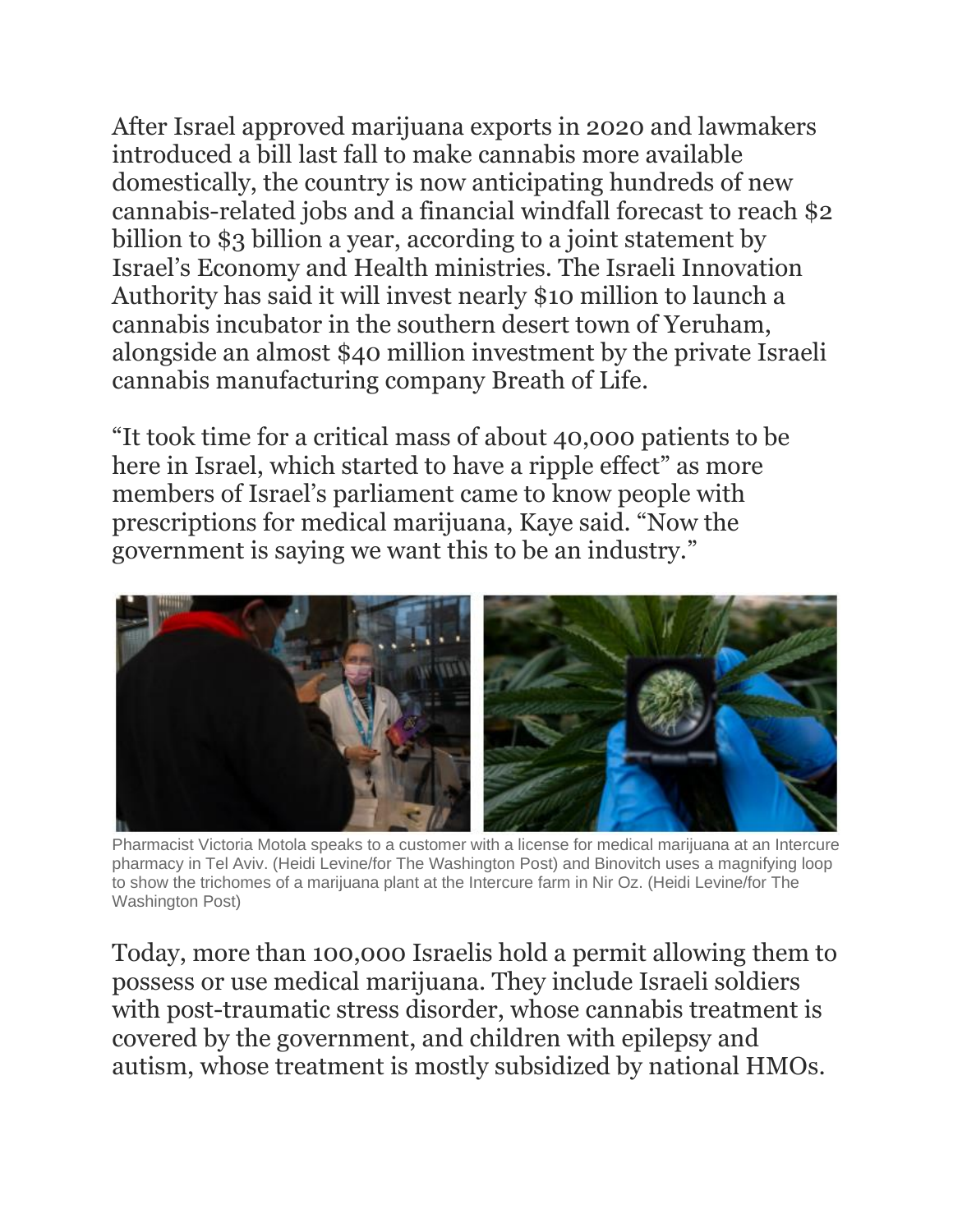After Israel approved marijuana exports in 2020 and lawmakers introduced a bill last fall to make cannabis more available domestically, the country is now anticipating hundreds of new cannabis-related jobs and a financial windfall forecast to reach $2 billion to $3 billion a year, according to a joint statement by Israel's Economy and Health ministries. The Israeli Innovation Authority has said it will invest nearly $10 million to launch a cannabis incubator in the southern desert town of Yeruham, alongside an almost $40 million investment by the private Israeli cannabis manufacturing company Breath of Life.

"It took time for a critical mass of about 40,000 patients to be here in Israel, which started to have a ripple effect" as more members of Israel's parliament came to know people with prescriptions for medical marijuana, Kaye said. "Now the government is saying we want this to be an industry."

Pharmacist Victoria Motola speaks to a customer with a license for medical marijuana at an Intercure pharmacy in Tel Aviv. (Heidi Levine/for The Washington Post) and Binovitch uses a magnifying loop to show the trichomes of a marijuana plant at the Intercure farm in Nir Oz. (Heidi Levine/for The Washington Post)

Today, more than 100,000 Israelis hold a permit allowing them to possess or use medical marijuana. They include Israeli soldiers with post-traumatic stress disorder, whose cannabis treatment is covered by the government, and children with epilepsy and autism, whose treatment is mostly subsidized by national HMOs.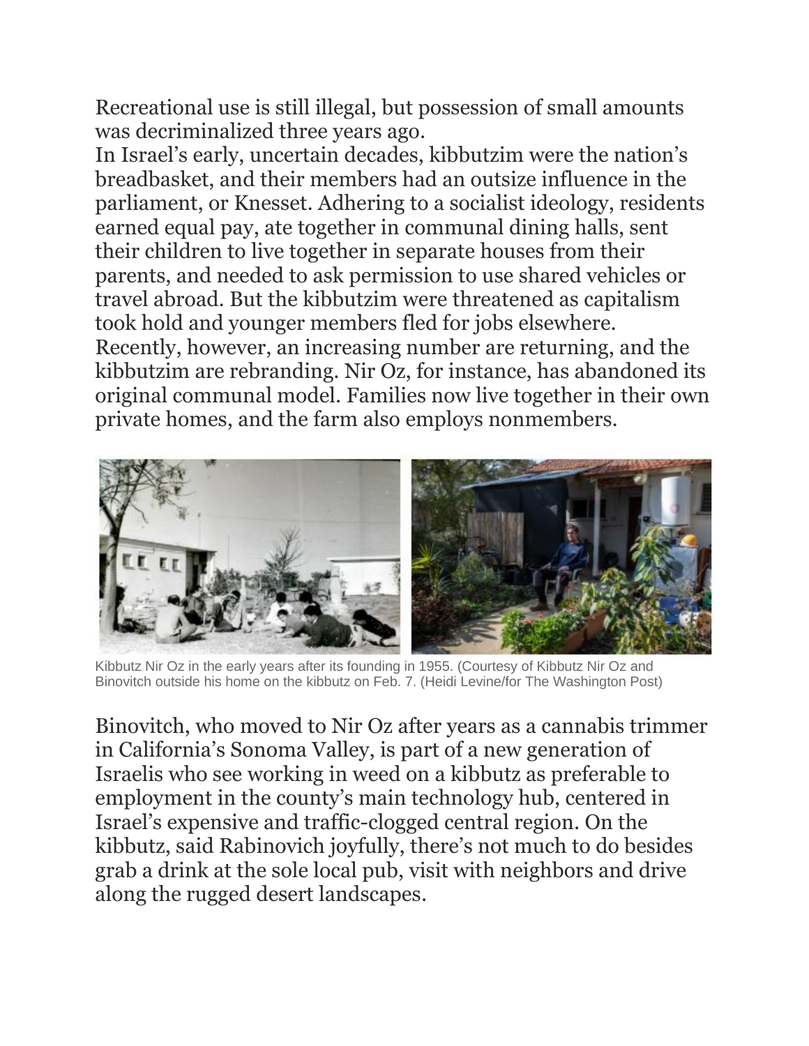Recreational use is still illegal, but possession of small amounts was decriminalized three years ago.

In Israel's early, uncertain decades, kibbutzim were the nation's breadbasket, and their members had an outsize influence in the parliament, or Knesset. Adhering to a socialist ideology, residents earned equal pay, ate together in communal dining halls, sent their children to live together in separate houses from their parents, and needed to ask permission to use shared vehicles or travel abroad. But the kibbutzim were threatened as capitalism took hold and younger members fled for jobs elsewhere. Recently, however, an increasing number are returning, and the kibbutzim are rebranding. Nir Oz, for instance, has abandoned its original communal model. Families now live together in their own private homes, and the farm also employs nonmembers.

Kibbutz Nir Oz in the early years after its founding in 1955. (Courtesy of Kibbutz Nir Oz and Binovitch outside his home on the kibbutz on Feb. 7. (Heidi Levine/for The Washington Post)

Binovitch, who moved to Nir Oz after years as a cannabis trimmer in California's Sonoma Valley, is part of a new generation of Israelis who see working in weed on a kibbutz as preferable to employment in the county's main technology hub, centered in Israel's expensive and traffic-clogged central region. On the kibbutz, said Rabinovich joyfully, there's not much to do besides grab a drink at the sole local pub, visit with neighbors and drive along the rugged desert landscapes.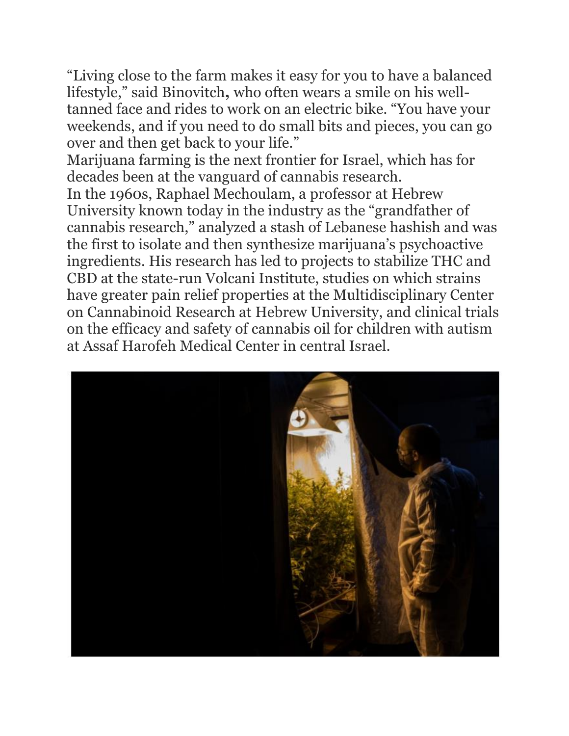“Living close to the farm makes it easy for you to have a balanced lifestyle,” said Binovitch, who often wears a smile on his well-tanned face and rides to work on an electric bike. “You have your weekends, and if you need to do small bits and pieces, you can go over and then get back to your life.”

Marijuana farming is the next frontier for Israel, which has for decades been at the vanguard of cannabis research.

In the 1960s, Raphael Mechoulam, a professor at Hebrew University known today in the industry as the “grandfather of cannabis research,” analyzed a stash of Lebanese hashish and was the first to isolate and then synthesize marijuana’s psychoactive ingredients. His research has led to projects to stabilize THC and CBD at the state-run Volcani Institute, studies on which strains have greater pain relief properties at the Multidisciplinary Center on Cannabinoid Research at Hebrew University, and clinical trials on the efficacy and safety of cannabis oil for children with autism at Assaf Harofeh Medical Center in central Israel.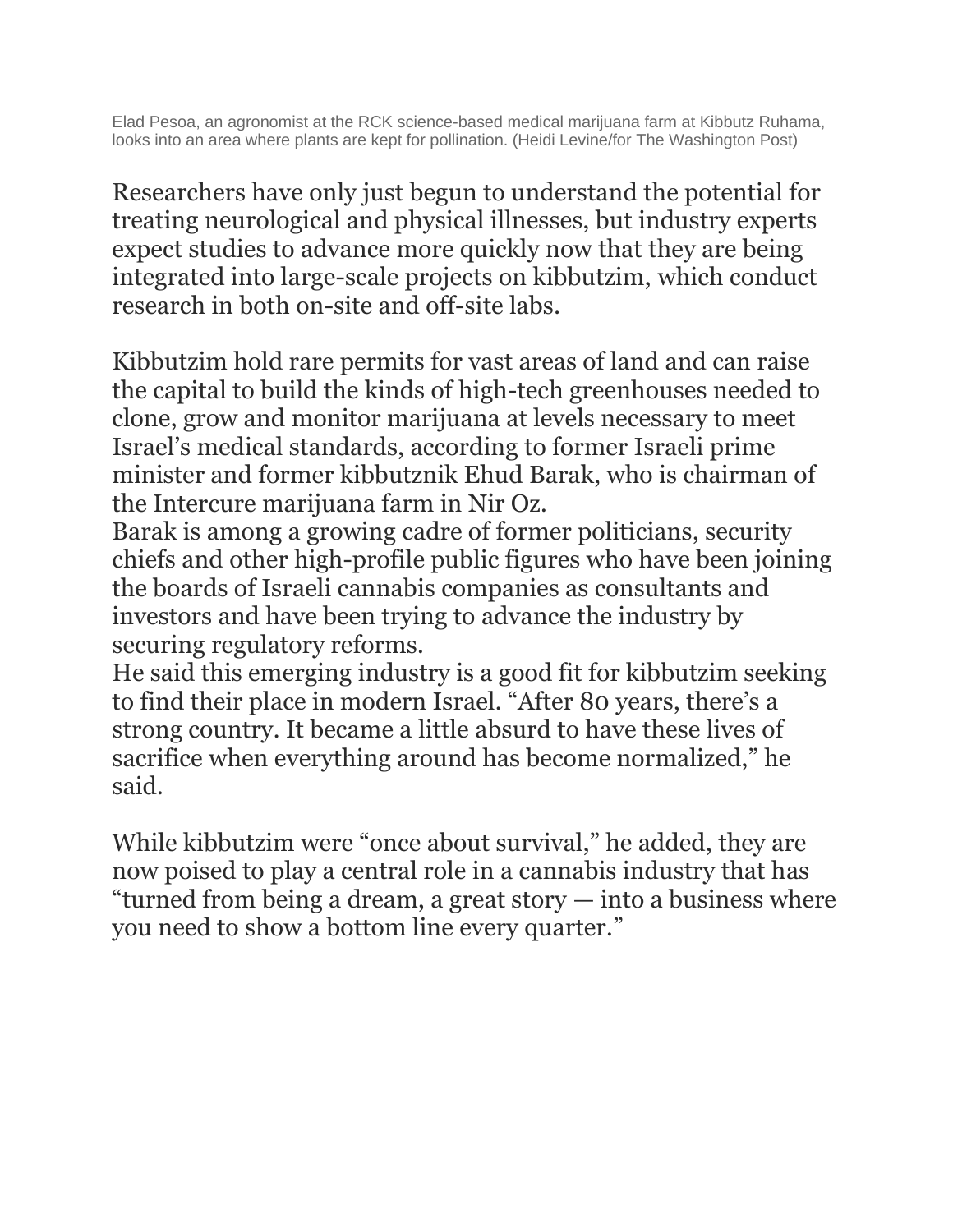Elad Pesoa, an agronomist at the RCK science-based medical marijuana farm at Kibbutz Ruhama, looks into an area where plants are kept for pollination. (Heidi Levine/for The Washington Post)

Researchers have only just begun to understand the potential for treating neurological and physical illnesses, but industry experts expect studies to advance more quickly now that they are being integrated into large-scale projects on kibbutzim, which conduct research in both on-site and off-site labs.

Kibbutzim hold rare permits for vast areas of land and can raise the capital to build the kinds of high-tech greenhouses needed to clone, grow and monitor marijuana at levels necessary to meet Israel's medical standards, according to former Israeli prime minister and former kibbutznik Ehud Barak, who is chairman of the Intercure marijuana farm in Nir Oz.

Barak is among a growing cadre of former politicians, security chiefs and other high-profile public figures who have been joining the boards of Israeli cannabis companies as consultants and investors and have been trying to advance the industry by securing regulatory reforms.

He said this emerging industry is a good fit for kibbutzim seeking to find their place in modern Israel. "After 80 years, there's a strong country. It became a little absurd to have these lives of sacrifice when everything around has become normalized," he said.

While kibbutzim were "once about survival," he added, they are now poised to play a central role in a cannabis industry that has "turned from being a dream, a great story — into a business where you need to show a bottom line every quarter."